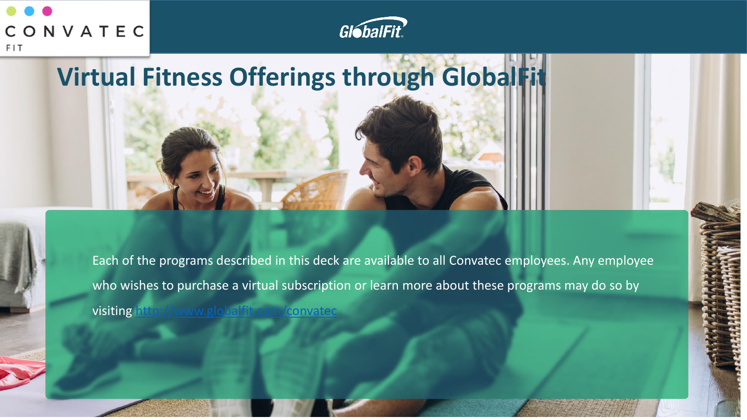CONVATEC FIT

GlobalFit

# Virtual Fitness Offerings through GlobalFit

Each of the programs described in this deck are available to all Convatec employees. Any employee who wishes to purchase a virtual subscription or learn more about these programs may do so by visiting http://www.globalfit.com/convatec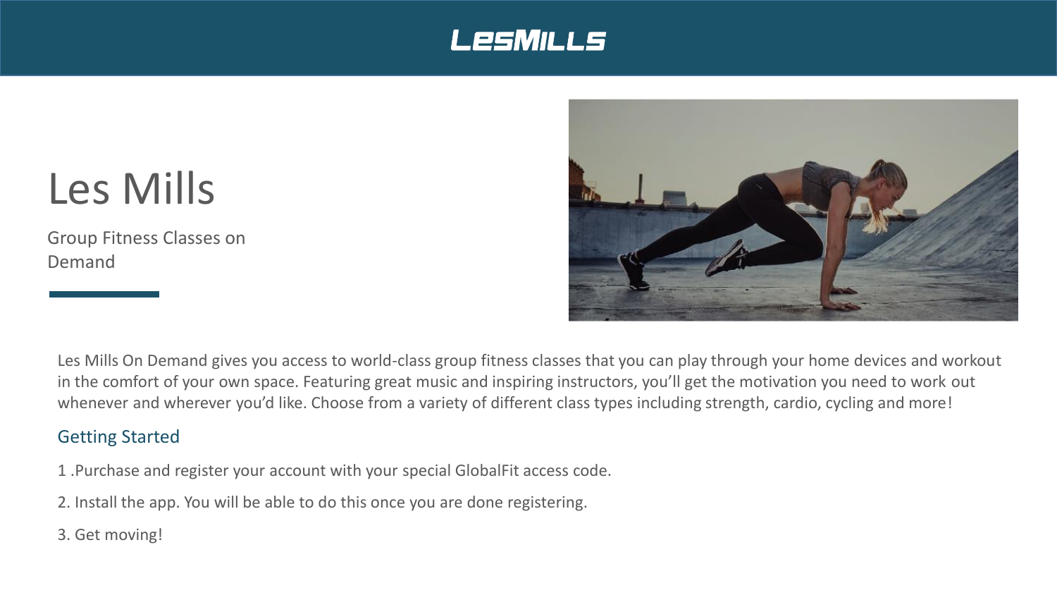LESMILLS

# Les Mills

Group Fitness Classes on Demand

Les Mills On Demand gives you access to world-class group fitness classes that you can play through your home devices and workout in the comfort of your own space. Featuring great music and inspiring instructors, you'll get the motivation you need to work out whenever and wherever you'd like. Choose from a variety of different class types including strength, cardio, cycling and more!

## Getting Started

1 .Purchase and register your account with your special GlobalFit access code.

2. Install the app. You will be able to do this once you are done registering.

3. Get moving!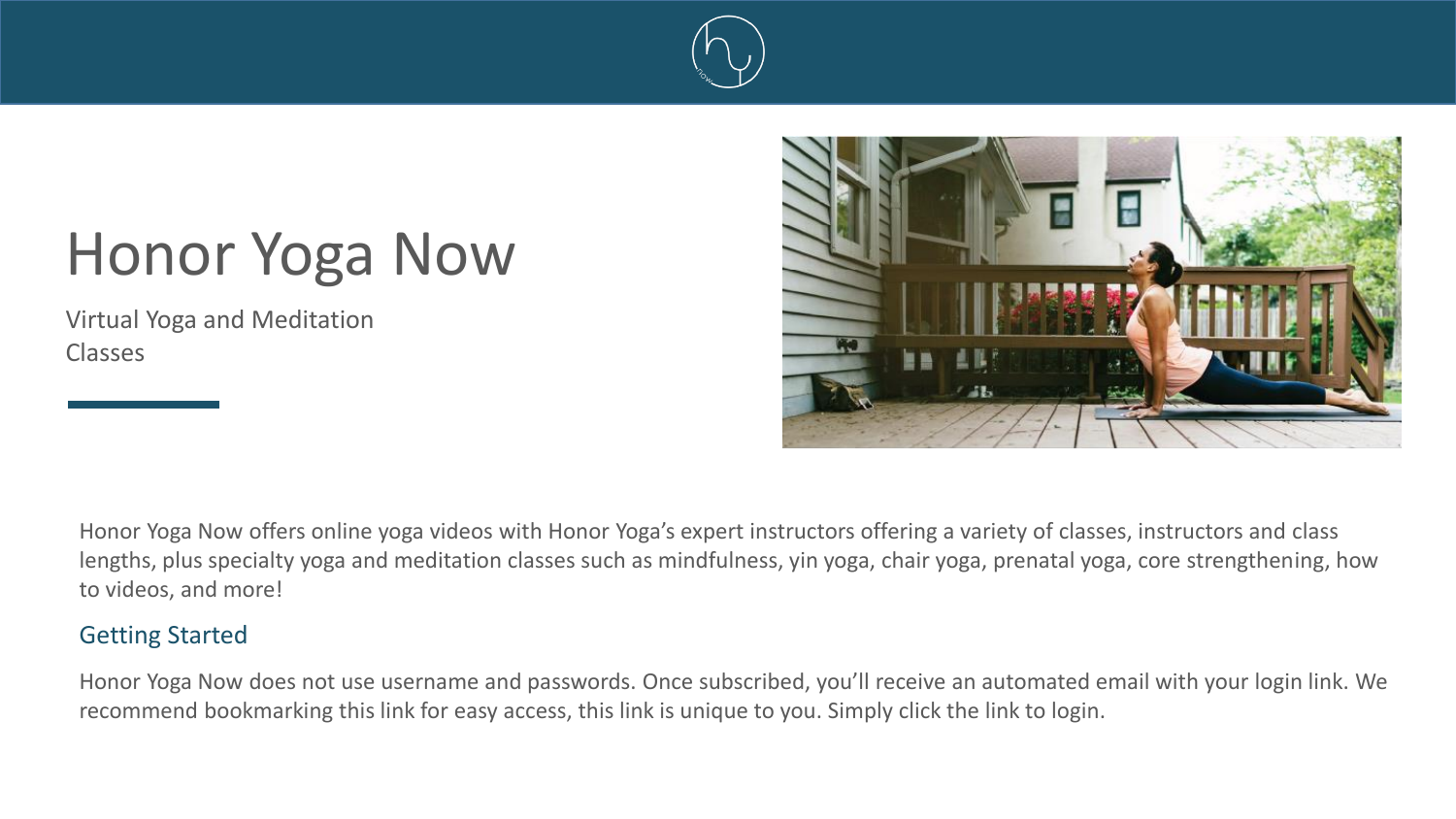# Honor Yoga Now

Virtual Yoga and Meditation Classes

Honor Yoga Now offers online yoga videos with Honor Yoga's expert instructors offering a variety of classes, instructors and class lengths, plus specialty yoga and meditation classes such as mindfulness, yin yoga, chair yoga, prenatal yoga, core strengthening, how to videos, and more!

## Getting Started

Honor Yoga Now does not use username and passwords. Once subscribed, you'll receive an automated email with your login link. We recommend bookmarking this link for easy access, this link is unique to you. Simply click the link to login.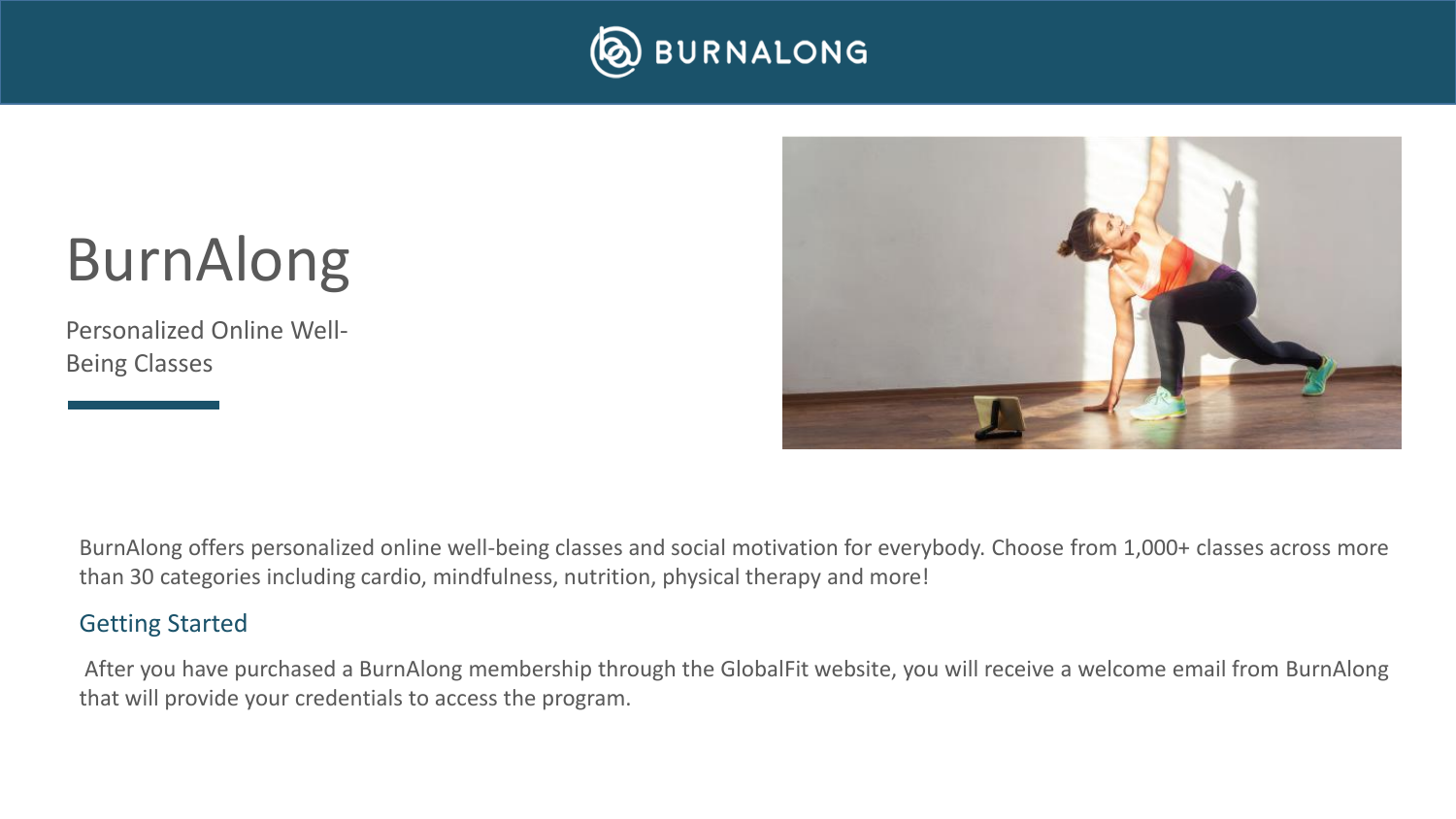# BurnAlong

Personalized Online Well-Being Classes

BurnAlong offers personalized online well-being classes and social motivation for everybody. Choose from 1,000+ classes across more than 30 categories including cardio, mindfulness, nutrition, physical therapy and more!

## Getting Started

After you have purchased a BurnAlong membership through the GlobalFit website, you will receive a welcome email from BurnAlong that will provide your credentials to access the program.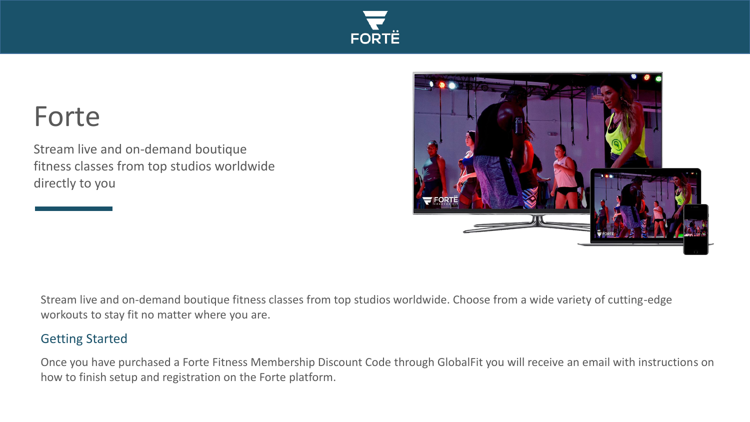# Forte

Stream live and on-demand boutique fitness classes from top studios worldwide directly to you

Stream live and on-demand boutique fitness classes from top studios worldwide. Choose from a wide variety of cutting-edge workouts to stay fit no matter where you are.

## Getting Started

Once you have purchased a Forte Fitness Membership Discount Code through GlobalFit you will receive an email with instructions on how to finish setup and registration on the Forte platform.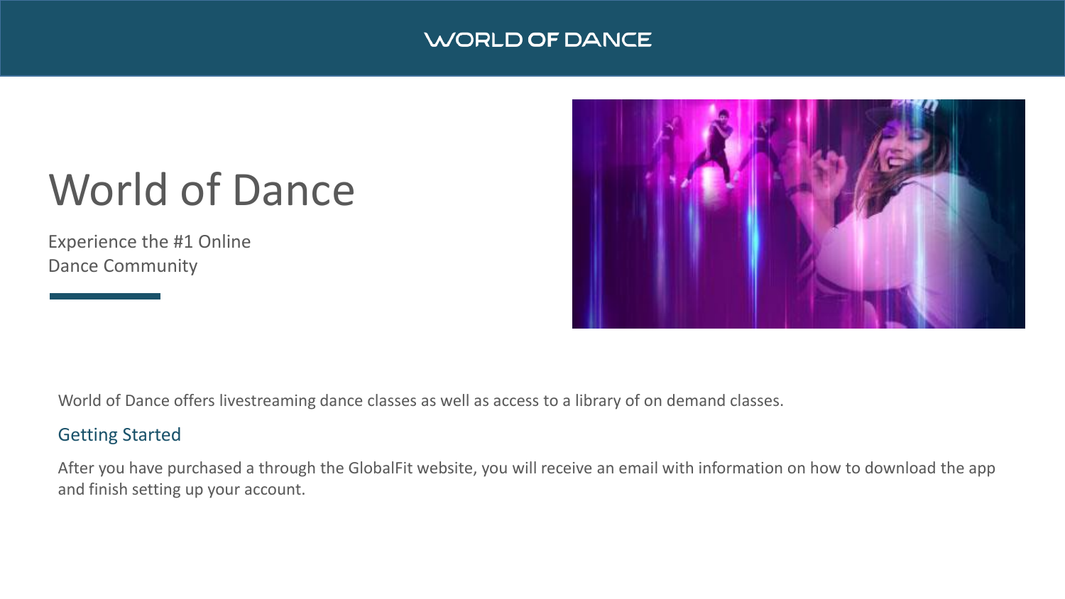# World of Dance

Experience the #1 Online Dance Community

World of Dance offers livestreaming dance classes as well as access to a library of on demand classes.

## Getting Started

After you have purchased a through the GlobalFit website, you will receive an email with information on how to download the app and finish setting up your account.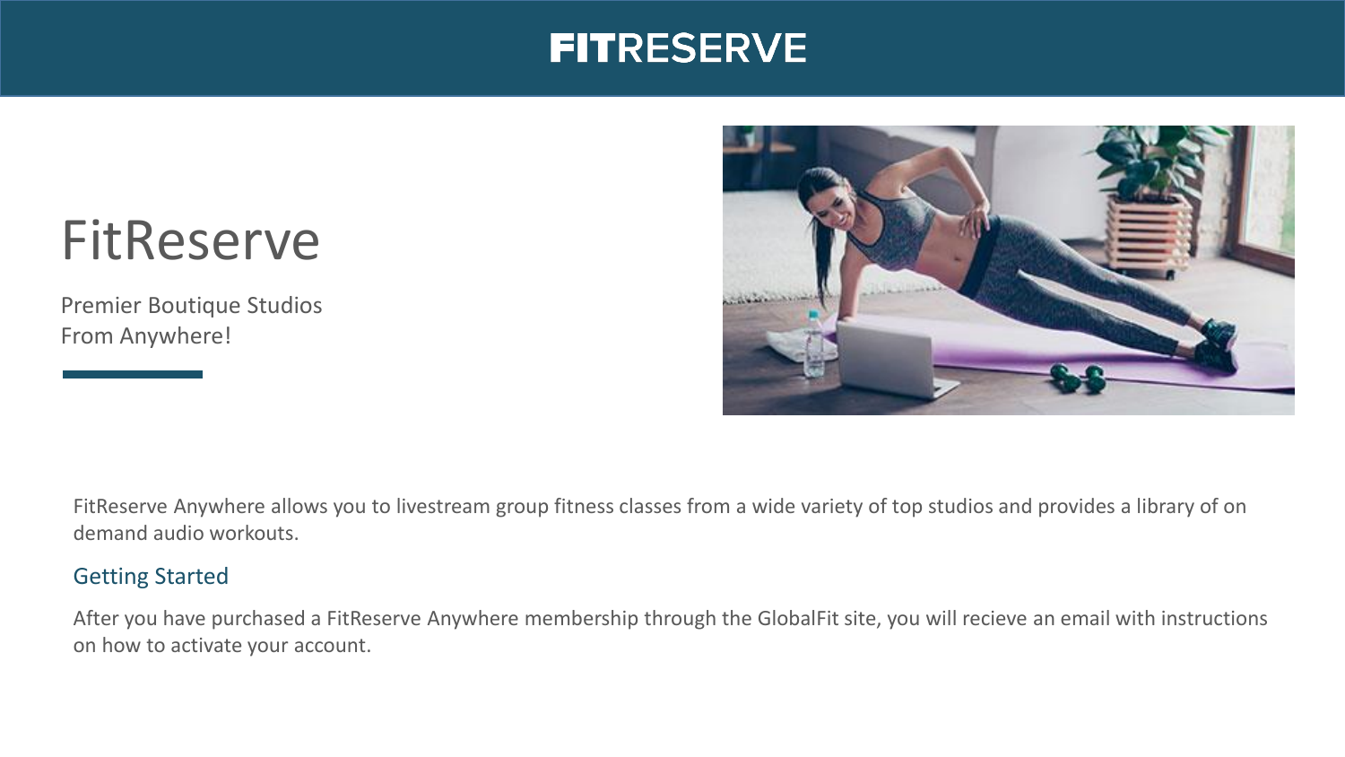**FITRESERVE**

# FitReserve

Premier Boutique Studios
From Anywhere!

FitReserve Anywhere allows you to livestream group fitness classes from a wide variety of top studios and provides a library of on demand audio workouts.

## Getting Started

After you have purchased a FitReserve Anywhere membership through the GlobalFit site, you will recieve an email with instructions on how to activate your account.